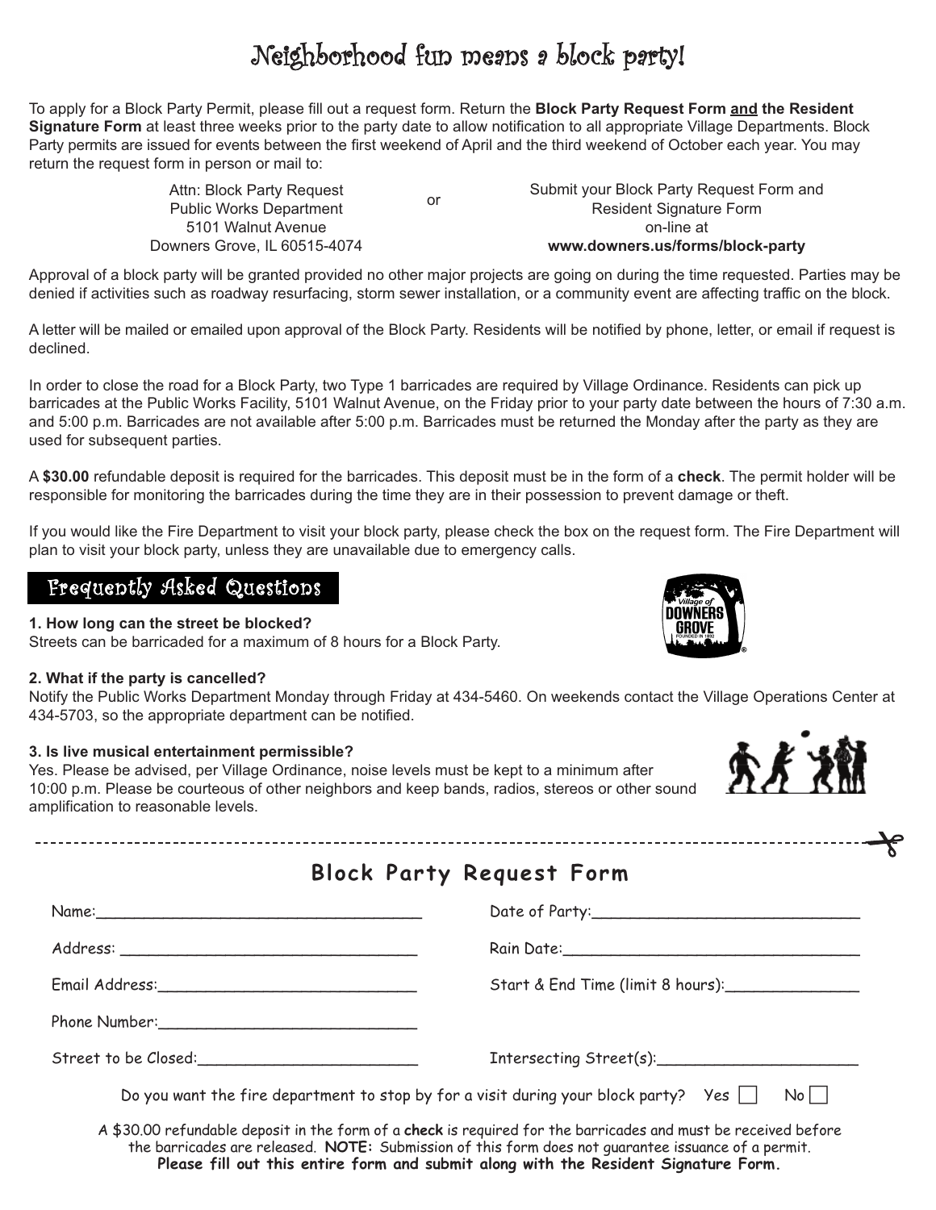# Neighborhood fun means a block party!

To apply for a Block Party Permit, please fill out a request form. Return the **Block Party Request Form and the Resident Signature Form** at least three weeks prior to the party date to allow notification to all appropriate Village Departments. Block Party permits are issued for events between the first weekend of April and the third weekend of October each year. You may return the request form in person or mail to:

Attn: Block Party Request
Public Works Department
5101 Walnut Avenue
Downers Grove, IL 60515-4074

or

Submit your Block Party Request Form and Resident Signature Form on-line at **www.downers.us/forms/block-party**

Approval of a block party will be granted provided no other major projects are going on during the time requested. Parties may be denied if activities such as roadway resurfacing, storm sewer installation, or a community event are affecting traffic on the block.

A letter will be mailed or emailed upon approval of the Block Party. Residents will be notified by phone, letter, or email if request is declined.

In order to close the road for a Block Party, two Type 1 barricades are required by Village Ordinance. Residents can pick up barricades at the Public Works Facility, 5101 Walnut Avenue, on the Friday prior to your party date between the hours of 7:30 a.m. and 5:00 p.m. Barricades are not available after 5:00 p.m. Barricades must be returned the Monday after the party as they are used for subsequent parties.

A **$30.00** refundable deposit is required for the barricades. This deposit must be in the form of a **check**. The permit holder will be responsible for monitoring the barricades during the time they are in their possession to prevent damage or theft.

If you would like the Fire Department to visit your block party, please check the box on the request form. The Fire Department will plan to visit your block party, unless they are unavailable due to emergency calls.

## Frequently Asked Questions

**1. How long can the street be blocked?**
Streets can be barricaded for a maximum of 8 hours for a Block Party.

**2. What if the party is cancelled?**
Notify the Public Works Department Monday through Friday at 434-5460. On weekends contact the Village Operations Center at 434-5703, so the appropriate department can be notified.

**3. Is live musical entertainment permissible?**
Yes. Please be advised, per Village Ordinance, noise levels must be kept to a minimum after 10:00 p.m. Please be courteous of other neighbors and keep bands, radios, stereos or other sound amplification to reasonable levels.

---

## Block Party Request Form

Name:\_\_\_\_\_\_\_\_\_\_\_\_\_\_\_\_\_\_\_\_\_\_\_\_\_\_\_\_

Date of Party:\_\_\_\_\_\_\_\_\_\_\_\_\_\_\_\_\_\_\_\_\_\_\_\_\_\_\_\_

Address:\_\_\_\_\_\_\_\_\_\_\_\_\_\_\_\_\_\_\_\_\_\_\_\_\_\_\_\_

Rain Date:\_\_\_\_\_\_\_\_\_\_\_\_\_\_\_\_\_\_\_\_\_\_\_\_\_\_\_\_

Email Address:\_\_\_\_\_\_\_\_\_\_\_\_\_\_\_\_\_\_\_\_\_\_\_\_\_\_\_\_

Start & End Time (limit 8 hours):\_\_\_\_\_\_\_\_\_\_\_\_\_\_

Phone Number:\_\_\_\_\_\_\_\_\_\_\_\_\_\_\_\_\_\_\_\_\_\_\_\_\_\_\_\_

Street to be Closed:\_\_\_\_\_\_\_\_\_\_\_\_\_\_\_\_\_\_\_\_\_\_\_\_

Intersecting Street(s):\_\_\_\_\_\_\_\_\_\_\_\_\_\_\_\_\_\_\_\_\_\_

Do you want the fire department to stop by for a visit during your block party? Yes ☐ No ☐

A $30.00 refundable deposit in the form of a **check** is required for the barricades and must be received before the barricades are released. **NOTE:** Submission of this form does not guarantee issuance of a permit.

**Please fill out this entire form and submit along with the Resident Signature Form.**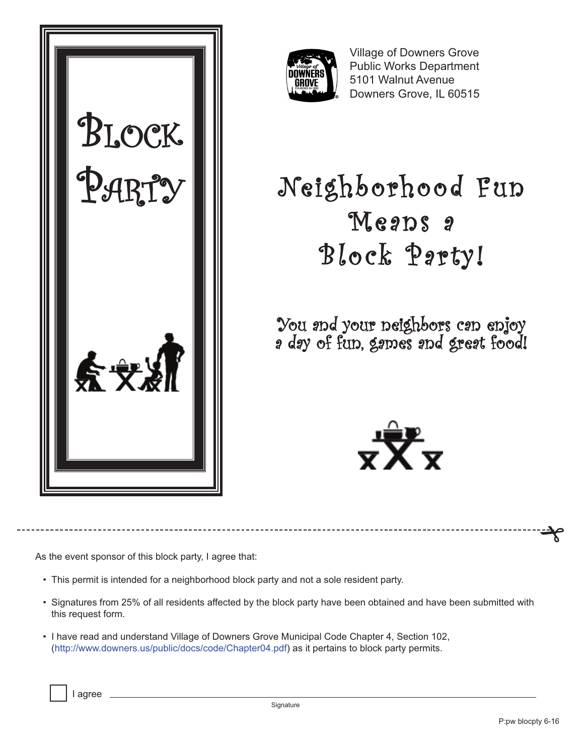# Block Party

Village of Downers Grove
Public Works Department
5101 Walnut Avenue
Downers Grove, IL 60515

## Neighborhood Fun Means a Block Party!

You and your neighbors can enjoy a day of fun, games and great food!

---

As the event sponsor of this block party, I agree that:

- This permit is intended for a neighborhood block party and not a sole resident party.
- Signatures from 25% of all residents affected by the block party have been obtained and have been submitted with this request form.
- I have read and understand Village of Downers Grove Municipal Code Chapter 4, Section 102, (http://www.downers.us/public/docs/code/Chapter04.pdf) as it pertains to block party permits.

☐ I agree \_\_\_\_\_\_\_\_\_\_\_\_\_\_\_\_\_\_\_\_\_\_\_\_\_\_\_\_\_\_\_\_\_\_\_\_\_\_\_\_\_\_\_\_\_\_\_\_
Signature

P:pw blocpty 6-16